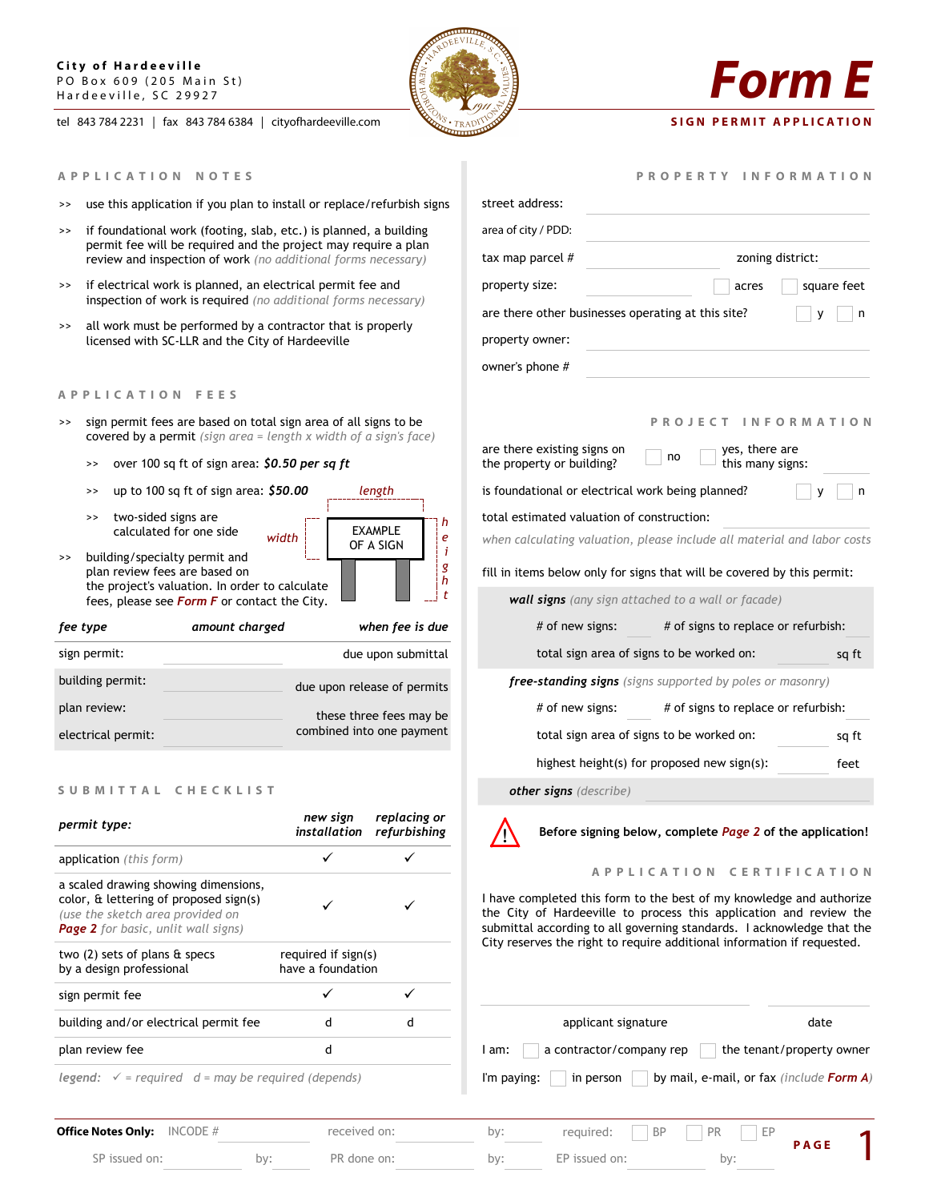**City of Hardeeville**
PO Box 609 (205 Main St)
Hardeeville, SC 29927

tel 843 784 2231 | fax 843 784 6384 | cityofhardeeville.com

# Form E

**SIGN PERMIT APPLICATION**

## APPLICATION NOTES

>> use this application if you plan to install or replace/refurbish signs

>> if foundational work (footing, slab, etc.) is planned, a building permit fee will be required and the project may require a plan review and inspection of work *(no additional forms necessary)*

>> if electrical work is planned, an electrical permit fee and inspection of work is required *(no additional forms necessary)*

>> all work must be performed by a contractor that is properly licensed with SC-LLR and the City of Hardeeville

## APPLICATION FEES

>> sign permit fees are based on total sign area of all signs to be covered by a permit *(sign area = length x width of a sign's face)*

- >> over 100 sq ft of sign area: ***$0.50 per sq ft***
- >> up to 100 sq ft of sign area: ***$50.00***
- >> two-sided signs are calculated for one side

length
width
height
EXAMPLE OF A SIGN

>> building/specialty permit and plan review fees are based on the project's valuation. In order to calculate fees, please see ***Form F*** or contact the City.

| *fee type* | *amount charged* | *when fee is due* |
|---|---|---|
| sign permit: | | due upon submittal |
| building permit: | | due upon release of permits |
| plan review: | | these three fees may be combined into one payment |
| electrical permit: | | |

## SUBMITTAL CHECKLIST

| *permit type:* | *new sign installation* | *replacing or refurbishing* |
|---|---|---|
| application *(this form)* | ✓ | ✓ |
| a scaled drawing showing dimensions, color, & lettering of proposed sign(s) *(use the sketch area provided on **Page 2** for basic, unlit wall signs)* | ✓ | ✓ |
| two (2) sets of plans & specs by a design professional | required if sign(s) have a foundation | |
| sign permit fee | ✓ | ✓ |
| building and/or electrical permit fee | d | d |
| plan review fee | d | |

*legend:* ✓ *= required* d *= may be required (depends)*

## PROPERTY INFORMATION

street address: ______

area of city / PDD: ______

tax map parcel # ______ zoning district: ______

property size: ______ ☐ acres ☐ square feet

are there other businesses operating at this site? ☐ y ☐ n

property owner: ______

owner's phone # ______

## PROJECT INFORMATION

are there existing signs on the property or building? ☐ no ☐ yes, there are this many signs: ______

is foundational or electrical work being planned? ☐ y ☐ n

total estimated valuation of construction: ______

*when calculating valuation, please include all material and labor costs*

fill in items below only for signs that will be covered by this permit:

***wall signs*** *(any sign attached to a wall or facade)*

# of new signs: ______ # of signs to replace or refurbish: ______

total sign area of signs to be worked on: ______ sq ft

***free-standing signs*** *(signs supported by poles or masonry)*

# of new signs: ______ # of signs to replace or refurbish: ______

total sign area of signs to be worked on: ______ sq ft

highest height(s) for proposed new sign(s): ______ feet

***other signs*** *(describe)* ______

**Before signing below, complete *Page 2* of the application!**

## APPLICATION CERTIFICATION

I have completed this form to the best of my knowledge and authorize the City of Hardeeville to process this application and review the submittal according to all governing standards. I acknowledge that the City reserves the right to require additional information if requested.

______ applicant signature ______ date

I am: ☐ a contractor/company rep ☐ the tenant/property owner

I'm paying: ☐ in person ☐ by mail, e-mail, or fax *(include **Form A**)*

**Office Notes Only:** INCODE # ______ received on: ______ by: ______ required: ☐ BP ☐ PR ☐ EP

SP issued on: ______ by: ______ PR done on: ______ by: ______ EP issued on: ______ by: ______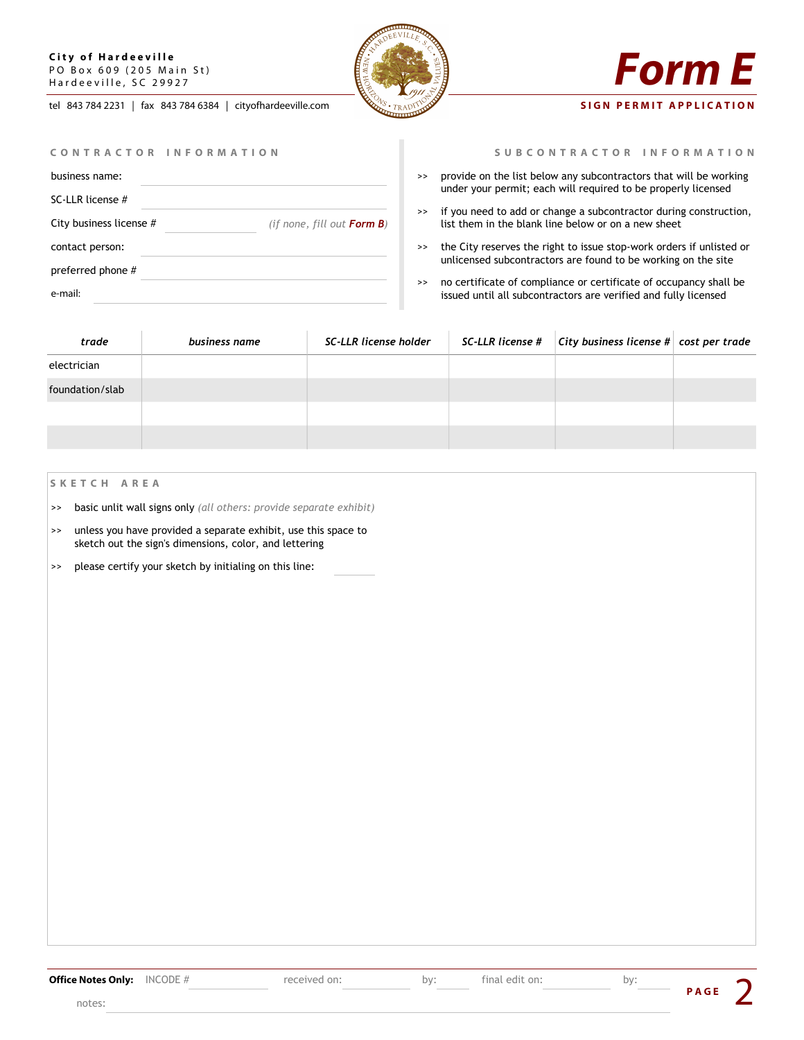City of Hardeeville
PO Box 609 (205 Main St)
Hardeeville, SC 29927

tel 843 784 2231 | fax 843 784 6384 | cityofhardeeville.com

# Form E

**SIGN PERMIT APPLICATION**

## CONTRACTOR INFORMATION

business name:

SC-LLR license #

City business license # *(if none, fill out **Form B**)*

contact person:

preferred phone #

e-mail:

## SUBCONTRACTOR INFORMATION

>> provide on the list below any subcontractors that will be working under your permit; each will required to be properly licensed

>> if you need to add or change a subcontractor during construction, list them in the blank line below or on a new sheet

>> the City reserves the right to issue stop-work orders if unlisted or unlicensed subcontractors are found to be working on the site

>> no certificate of compliance or certificate of occupancy shall be issued until all subcontractors are verified and fully licensed

| *trade* | *business name* | *SC-LLR license holder* | *SC-LLR license #* | *City business license #* | *cost per trade* |
|---|---|---|---|---|---|
| electrician | | | | | |
| foundation/slab | | | | | |
| | | | | | |
| | | | | | |

## SKETCH AREA

>> basic unlit wall signs only *(all others: provide separate exhibit)*

>> unless you have provided a separate exhibit, use this space to sketch out the sign's dimensions, color, and lettering

>> please certify your sketch by initialing on this line:

**Office Notes Only:** INCODE # received on: by: final edit on: by:

notes: